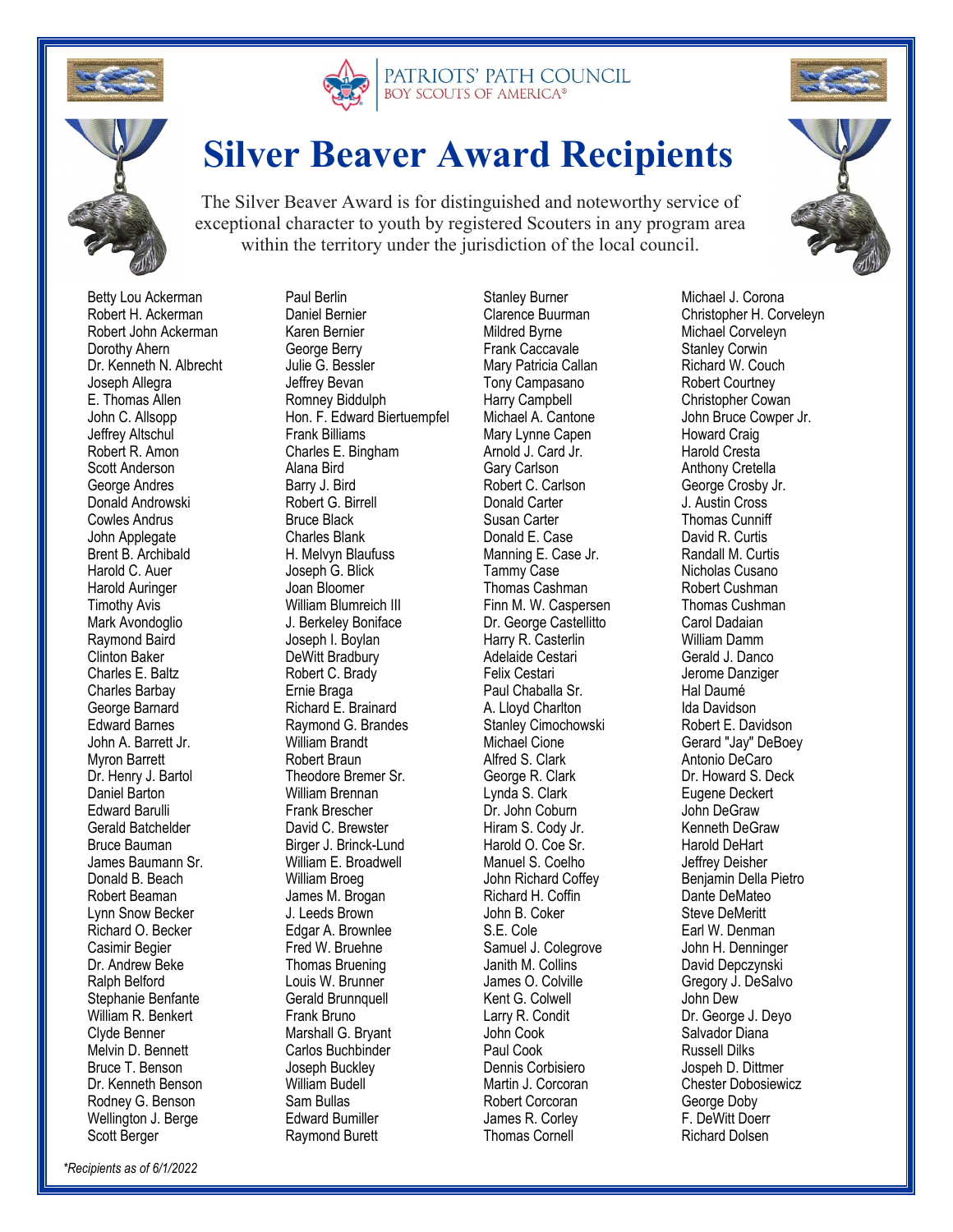PATRIOTS' PATH COUNCIL
BOY SCOUTS OF AMERICA®

# Silver Beaver Award Recipients

The Silver Beaver Award is for distinguished and noteworthy service of exceptional character to youth by registered Scouters in any program area within the territory under the jurisdiction of the local council.

Betty Lou Ackerman
Robert H. Ackerman
Robert John Ackerman
Dorothy Ahern
Dr. Kenneth N. Albrecht
Joseph Allegra
E. Thomas Allen
John C. Allsopp
Jeffrey Altschul
Robert R. Amon
Scott Anderson
George Andres
Donald Androwski
Cowles Andrus
John Applegate
Brent B. Archibald
Harold C. Auer
Harold Auringer
Timothy Avis
Mark Avondoglio
Raymond Baird
Clinton Baker
Charles E. Baltz
Charles Barbay
George Barnard
Edward Barnes
John A. Barrett Jr.
Myron Barrett
Dr. Henry J. Bartol
Daniel Barton
Edward Barulli
Gerald Batchelder
Bruce Bauman
James Baumann Sr.
Donald B. Beach
Robert Beaman
Lynn Snow Becker
Richard O. Becker
Casimir Begier
Dr. Andrew Beke
Ralph Belford
Stephanie Benfante
William R. Benkert
Clyde Benner
Melvin D. Bennett
Bruce T. Benson
Dr. Kenneth Benson
Rodney G. Benson
Wellington J. Berge
Scott Berger
Paul Berlin
Daniel Bernier
Karen Bernier
George Berry
Julie G. Bessler
Jeffrey Bevan
Romney Biddulph
Hon. F. Edward Biertuempfel
Frank Billiams
Charles E. Bingham
Alana Bird
Barry J. Bird
Robert G. Birrell
Bruce Black
Charles Black
H. Melvyn Blaufuss
Joseph G. Blick
Joan Bloomer
William Blumreich III
J. Berkeley Boniface
Joseph I. Boylan
DeWitt Bradbury
Robert C. Brady
Ernie Braga
Richard E. Brainard
Raymond G. Brandes
William Brandt
Robert Braun
Theodore Bremer Sr.
William Brennan
Frank Brescher
David C. Brewster
Birger J. Brinck-Lund
William E. Broadwell
William Broeg
James M. Brogan
J. Leeds Brown
Edgar A. Brownlee
Fred W. Bruehne
Thomas Bruening
Louis W. Brunner
Gerald Brunnquell
Frank Bruno
Marshall G. Bryant
Carlos Buchbinder
Joseph Buckley
William Budell
Sam Bullas
Edward Bumiller
Raymond Burett
Stanley Burner
Clarence Buurman
Mildred Byrne
Frank Caccavale
Mary Patricia Callan
Tony Campasano
Harry Campbell
Michael A. Cantone
Mary Lynne Capen
Arnold J. Card Jr.
Gary Carlson
Robert C. Carlson
Donald Carter
Susan Carter
Donald E. Case
Manning E. Case Jr.
Tammy Case
Thomas Cashman
Finn M. W. Caspersen
Dr. George Castellitto
Harry R. Casterlin
Adelaide Cestari
Felix Cestari
Paul Chaballa Sr.
A. Lloyd Charlton
Stanley Cimochowski
Michael Cione
Alfred S. Clark
George R. Clark
Lynda S. Clark
Dr. John Coburn
Hiram S. Cody Jr.
Harold O. Coe Sr.
Manuel S. Coelho
John Richard Coffey
Richard H. Coffin
John B. Coker
S.E. Cole
Samuel J. Colegrove
Janith M. Collins
James O. Colville
Kent G. Colwell
Larry R. Condit
John Cook
Paul Cook
Dennis Corbisiero
Martin J. Corcoran
Robert Corcoran
James R. Corley
Thomas Cornell
Michael J. Corona
Christopher H. Corveleyn
Michael Corveleyn
Stanley Corwin
Richard W. Couch
Robert Courtney
Christopher Cowan
John Bruce Cowper Jr.
Howard Craig
Harold Cresta
Anthony Cretella
George Crosby Jr.
J. Austin Cross
Thomas Cunniff
David R. Curtis
Randall M. Curtis
Nicholas Cusano
Robert Cushman
Thomas Cushman
Carol Dadaian
William Damm
Gerald J. Danco
Jerome Danziger
Hal Daumé
Ida Davidson
Robert E. Davidson
Gerard "Jay" DeBoey
Antonio DeCaro
Dr. Howard S. Deck
Eugene Deckert
John DeGraw
Kenneth DeGraw
Harold DeHart
Jeffrey Deisher
Benjamin Della Pietro
Dante DeMateo
Steve DeMeritt
Earl W. Denman
John H. Denninger
David Depczynski
Gregory J. DeSalvo
John Dew
Dr. George J. Deyo
Salvador Diana
Russell Dilks
Jospeh D. Dittmer
Chester Dobosiewicz
George Doby
F. DeWitt Doerr
Richard Dolsen

*Recipients as of 6/1/2022*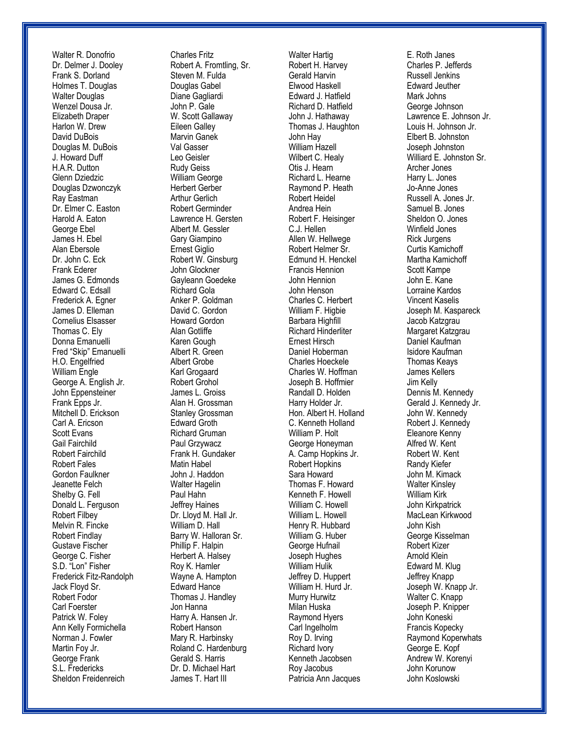Walter R. Donofrio
Dr. Delmer J. Dooley
Frank S. Dorland
Holmes T. Douglas
Walter Douglas
Wenzel Dousa Jr.
Elizabeth Draper
Harlon W. Drew
David DuBois
Douglas M. DuBois
J. Howard Duff
H.A.R. Dutton
Glenn Dziedzic
Douglas Dzwonczyk
Ray Eastman
Dr. Elmer C. Easton
Harold A. Eaton
George Ebel
James H. Ebel
Alan Ebersole
Dr. John C. Eck
Frank Ederer
James G. Edmonds
Edward C. Edsall
Frederick A. Egner
James D. Elleman
Cornelius Elsasser
Thomas C. Ely
Donna Emanuelli
Fred "Skip" Emanuelli
H.O. Engelfried
William Engle
George A. English Jr.
John Eppensteiner
Frank Epps Jr.
Mitchell D. Erickson
Carl A. Ericson
Scott Evans
Gail Fairchild
Robert Fairchild
Robert Fales
Gordon Faulkner
Jeanette Felch
Shelby G. Fell
Donald L. Ferguson
Robert Filbey
Melvin R. Fincke
Robert Findlay
Gustave Fischer
George C. Fisher
S.D. "Lon" Fisher
Frederick Fitz-Randolph
Jack Floyd Sr.
Robert Fodor
Carl Foerster
Patrick W. Foley
Ann Kelly Formichella
Norman J. Fowler
Martin Foy Jr.
George Frank
S.L. Fredericks
Sheldon Freidenreich

Charles Fritz
Robert A. Fromtling, Sr.
Steven M. Fulda
Douglas Gabel
Diane Gagliardi
John P. Gale
W. Scott Gallaway
Eileen Galley
Marvin Ganek
Val Gasser
Leo Geisler
Rudy Geiss
William George
Herbert Gerber
Arthur Gerlich
Robert Germinder
Lawrence H. Gersten
Albert M. Gessler
Gary Giampino
Ernest Giglio
Robert W. Ginsburg
John Glockner
Gayleann Goedeke
Richard Gola
Anker P. Goldman
David C. Gordon
Howard Gordon
Alan Gotliffe
Karen Gough
Albert R. Green
Albert Grobe
Karl Grogaard
Robert Grohol
James L. Groiss
Alan H. Grossman
Stanley Grossman
Edward Groth
Richard Gruman
Paul Grzywacz
Frank H. Gundaker
Matin Habel
John J. Haddon
Walter Hagelin
Paul Hahn
Jeffrey Haines
Dr. Lloyd M. Hall Jr.
William D. Hall
Barry W. Halloran Sr.
Phillip F. Halpin
Herbert A. Halsey
Roy K. Hamler
Wayne A. Hampton
Edward Hance
Thomas J. Handley
Jon Hanna
Harry A. Hansen Jr.
Robert Hanson
Mary R. Harbinsky
Roland C. Hardenburg
Gerald S. Harris
Dr. D. Michael Hart
James T. Hart III

Walter Hartig
Robert H. Harvey
Gerald Harvin
Elwood Haskell
Edward J. Hatfield
Richard D. Hatfield
John J. Hathaway
Thomas J. Haughton
John Hay
William Hazell
Wilbert C. Healy
Otis J. Hearn
Richard L. Hearne
Raymond P. Heath
Robert Heidel
Andrea Hein
Robert F. Heisinger
C.J. Hellen
Allen W. Hellwege
Robert Helmer Sr.
Edmund H. Henckel
Francis Hennion
John Hennion
John Henson
Charles C. Herbert
William F. Higbie
Barbara Highfill
Richard Hinderliter
Ernest Hirsch
Daniel Hoberman
Charles Hoeckele
Charles W. Hoffman
Joseph B. Hoffmier
Randall D. Holden
Harry Holder Jr.
Hon. Albert H. Holland
C. Kenneth Holland
William P. Holt
George Honeyman
A. Camp Hopkins Jr.
Robert Hopkins
Sara Howard
Thomas F. Howard
Kenneth F. Howell
William C. Howell
William L. Howell
Henry R. Hubbard
William G. Huber
George Hufnail
Joseph Hughes
William Hulik
Jeffrey D. Huppert
William H. Hurd Jr.
Murry Hurwitz
Milan Huska
Raymond Hyers
Carl Ingelholm
Roy D. Irving
Richard Ivory
Kenneth Jacobsen
Roy Jacobus
Patricia Ann Jacques

E. Roth Janes
Charles P. Jefferds
Russell Jenkins
Edward Jeuther
Mark Johns
George Johnson
Lawrence E. Johnson Jr.
Louis H. Johnson Jr.
Elbert B. Johnston
Joseph Johnston
Williard E. Johnston Sr.
Archer Jones
Harry L. Jones
Jo-Anne Jones
Russell A. Jones Jr.
Samuel B. Jones
Sheldon O. Jones
Winfield Jones
Rick Jurgens
Curtis Kamichoff
Martha Kamichoff
Scott Kampe
John E. Kane
Lorraine Kardos
Vincent Kaselis
Joseph M. Kaspareck
Jacob Katzgrau
Margaret Katzgrau
Daniel Kaufman
Isidore Kaufman
Thomas Keays
James Kellers
Jim Kelly
Dennis M. Kennedy
Gerald J. Kennedy Jr.
John W. Kennedy
Robert J. Kennedy
Eleanore Kenny
Alfred W. Kent
Robert W. Kent
Randy Kiefer
John M. Kimack
Walter Kinsley
William Kirk
John Kirkpatrick
MacLean Kirkwood
John Kish
George Kisselman
Robert Kizer
Arnold Klein
Edward M. Klug
Jeffrey Knapp
Joseph W. Knapp Jr.
Walter C. Knapp
Joseph P. Knipper
John Koneski
Francis Kopecky
Raymond Koperwhats
George E. Kopf
Andrew W. Korenyi
John Korunow
John Koslowski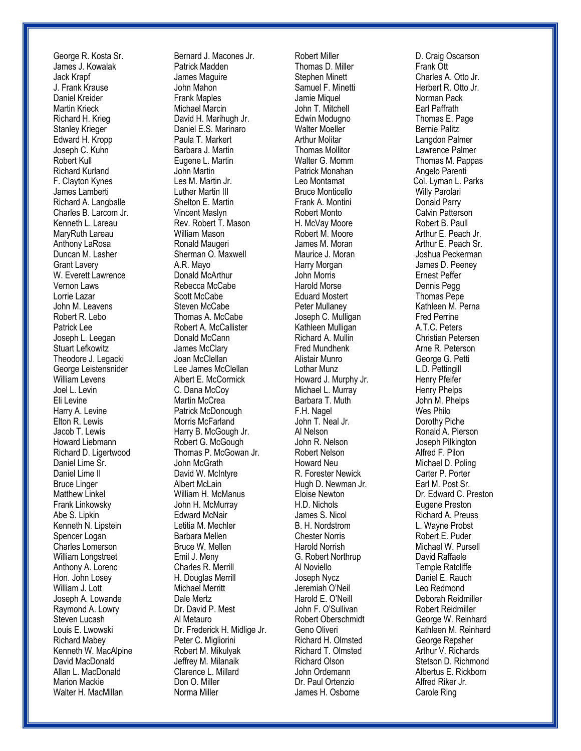George R. Kosta Sr.
James J. Kowalak
Jack Krapf
J. Frank Krause
Daniel Kreider
Martin Krieck
Richard H. Krieg
Stanley Krieger
Edward H. Kropp
Joseph C. Kuhn
Robert Kull
Richard Kurland
F. Clayton Kynes
James Lamberti
Richard A. Langballe
Charles B. Larcom Jr.
Kenneth L. Lareau
MaryRuth Lareau
Anthony LaRosa
Duncan M. Lasher
Grant Lavery
W. Everett Lawrence
Vernon Laws
Lorrie Lazar
John M. Leavens
Robert R. Lebo
Patrick Lee
Joseph L. Leegan
Stuart Lefkowitz
Theodore J. Legacki
George Leistensnider
William Levens
Joel L. Levin
Eli Levine
Harry A. Levine
Elton R. Lewis
Jacob T. Lewis
Howard Liebmann
Richard D. Ligertwood
Daniel Lime Sr.
Daniel Lime II
Bruce Linger
Matthew Linkel
Frank Linkowsky
Abe S. Lipkin
Kenneth N. Lipstein
Spencer Logan
Charles Lomerson
William Longstreet
Anthony A. Lorenc
Hon. John Losey
William J. Lott
Joseph A. Lowande
Raymond A. Lowry
Steven Lucash
Louis E. Lwowski
Richard Mabey
Kenneth W. MacAlpine
David MacDonald
Allan L. MacDonald
Marion Mackie
Walter H. MacMillan

Bernard J. Macones Jr.
Patrick Madden
James Maguire
John Mahon
Frank Maples
Michael Marcin
David H. Marihugh Jr.
Daniel E.S. Marinaro
Paula T. Markert
Barbara J. Martin
Eugene L. Martin
John Martin
Les M. Martin Jr.
Luther Martin III
Shelton E. Martin
Vincent Maslyn
Rev. Robert T. Mason
William Mason
Ronald Maugeri
Sherman O. Maxwell
A.R. Mayo
Donald McArthur
Rebecca McCabe
Scott McCabe
Steven McCabe
Thomas A. McCabe
Robert A. McCallister
Donald McCann
James McClary
Joan McClellan
Lee James McClellan
Albert E. McCormick
C. Dana McCoy
Martin McCrea
Patrick McDonough
Morris McFarland
Harry B. McGough Jr.
Robert G. McGough
Thomas P. McGowan Jr.
John McGrath
David W. McIntyre
Albert McLain
William H. McManus
John H. McMurray
Edward McNair
Letitia M. Mechler
Barbara Mellen
Bruce W. Mellen
Emil J. Meny
Charles R. Merrill
H. Douglas Merrill
Michael Merritt
Dale Mertz
Dr. David P. Mest
Al Metauro
Dr. Frederick H. Midlige Jr.
Peter C. Migliorini
Robert M. Mikulyak
Jeffrey M. Milanaik
Clarence L. Millard
Don O. Miller
Norma Miller

Robert Miller
Thomas D. Miller
Stephen Minett
Samuel F. Minetti
Jamie Miquel
John T. Mitchell
Edwin Modugno
Walter Moeller
Arthur Molitar
Thomas Mollitor
Walter G. Momm
Patrick Monahan
Leo Montamat
Bruce Monticello
Frank A. Montini
Robert Monto
H. McVay Moore
Robert M. Moore
James M. Moran
Maurice J. Moran
Harry Morgan
John Morris
Harold Morse
Eduard Mostert
Peter Mullaney
Joseph C. Mulligan
Kathleen Mulligan
Richard A. Mullin
Fred Mundhenk
Alistair Munro
Lothar Munz
Howard J. Murphy Jr.
Michael L. Murray
Barbara T. Muth
F.H. Nagel
John T. Neal Jr.
Al Nelson
John R. Nelson
Robert Nelson
Howard Neu
R. Forester Newick
Hugh D. Newman Jr.
Eloise Newton
H.D. Nichols
James S. Nicol
B. H. Nordstrom
Chester Norris
Harold Norrish
G. Robert Northrup
Al Noviello
Joseph Nycz
Jeremiah O'Neil
Harold E. O'Neill
John F. O'Sullivan
Robert Oberschmidt
Geno Oliveri
Richard H. Olmsted
Richard T. Olmsted
Richard Olson
John Ordemann
Dr. Paul Ortenzio
James H. Osborne

D. Craig Oscarson
Frank Ott
Charles A. Otto Jr.
Herbert R. Otto Jr.
Norman Pack
Earl Paffrath
Thomas E. Page
Bernie Palitz
Langdon Palmer
Lawrence Palmer
Thomas M. Pappas
Angelo Parenti
Col. Lyman L. Parks
Willy Parolari
Donald Parry
Calvin Patterson
Robert B. Paull
Arthur E. Peach Jr.
Arthur E. Peach Sr.
Joshua Peckerman
James D. Peeney
Ernest Peffer
Dennis Pegg
Thomas Pepe
Kathleen M. Perna
Fred Perrine
A.T.C. Peters
Christian Petersen
Arne R. Peterson
George G. Petti
L.D. Pettingill
Henry Pfeifer
Henry Phelps
John M. Phelps
Wes Philo
Dorothy Piche
Ronald A. Pierson
Joseph Pilkington
Alfred F. Pilon
Michael D. Poling
Carter P. Porter
Earl M. Post Sr.
Dr. Edward C. Preston
Eugene Preston
Richard A. Preuss
L. Wayne Probst
Robert E. Puder
Michael W. Pursell
David Raffaele
Temple Ratcliffe
Daniel E. Rauch
Leo Redmond
Deborah Reidmiller
Robert Reidmiller
George W. Reinhard
Kathleen M. Reinhard
George Repsher
Arthur V. Richards
Stetson D. Richmond
Albertus E. Rickborn
Alfred Riker Jr.
Carole Ring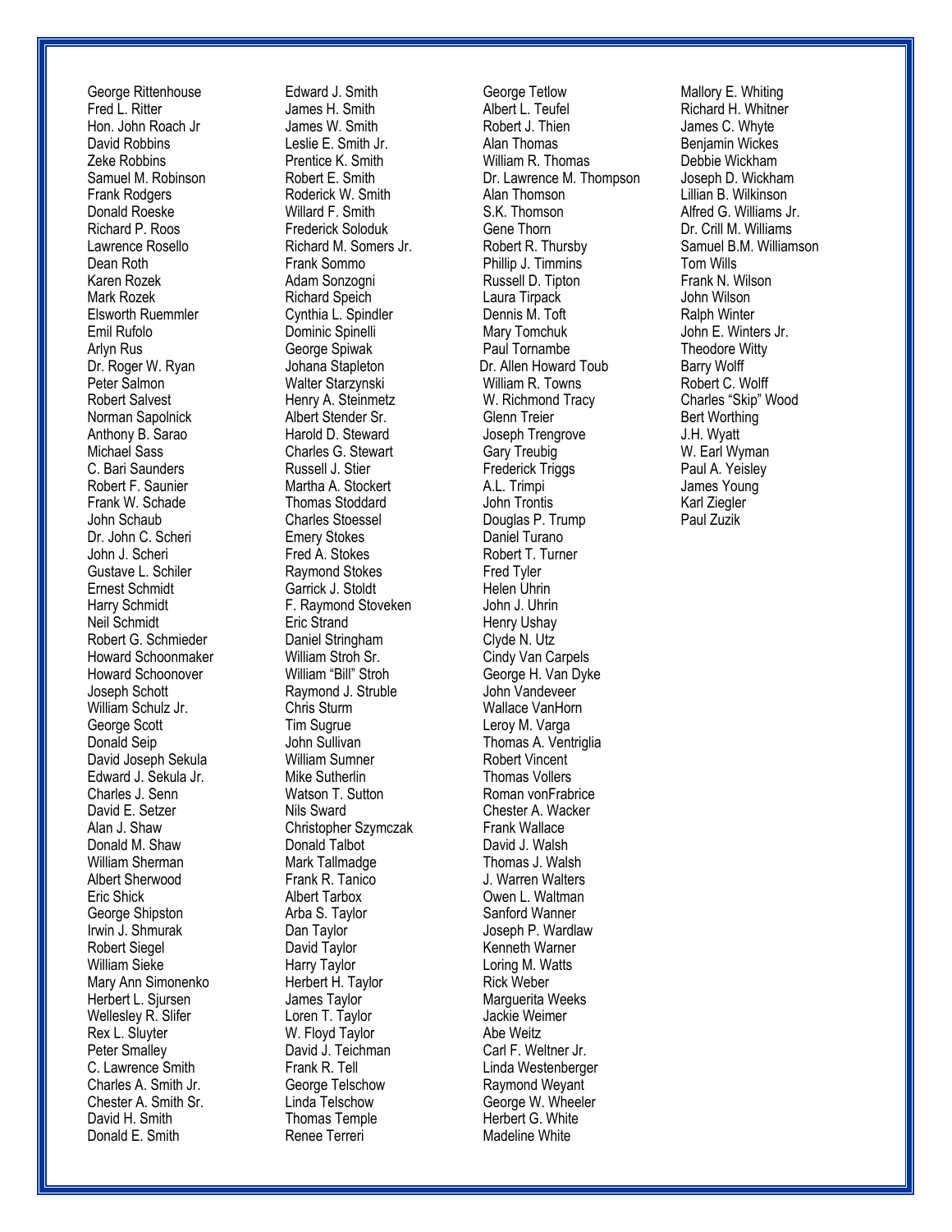George Rittenhouse
Fred L. Ritter
Hon. John Roach Jr
David Robbins
Zeke Robbins
Samuel M. Robinson
Frank Rodgers
Donald Roeske
Richard P. Roos
Lawrence Rosello
Dean Roth
Karen Rozek
Mark Rozek
Elsworth Ruemmler
Emil Rufolo
Arlyn Rus
Dr. Roger W. Ryan
Peter Salmon
Robert Salvest
Norman Sapolnick
Anthony B. Sarao
Michael Sass
C. Bari Saunders
Robert F. Saunier
Frank W. Schade
John Schaub
Dr. John C. Scheri
John J. Scheri
Gustave L. Schiler
Ernest Schmidt
Harry Schmidt
Neil Schmidt
Robert G. Schmieder
Howard Schoonmaker
Howard Schoonover
Joseph Schott
William Schulz Jr.
George Scott
Donald Seip
David Joseph Sekula
Edward J. Sekula Jr.
Charles J. Senn
David E. Setzer
Alan J. Shaw
Donald M. Shaw
William Sherman
Albert Sherwood
Eric Shick
George Shipston
Irwin J. Shmurak
Robert Siegel
William Sieke
Mary Ann Simonenko
Herbert L. Sjursen
Wellesley R. Slifer
Rex L. Sluyter
Peter Smalley
C. Lawrence Smith
Charles A. Smith Jr.
Chester A. Smith Sr.
David H. Smith
Donald E. Smith
Edward J. Smith
James H. Smith
James W. Smith
Leslie E. Smith Jr.
Prentice K. Smith
Robert E. Smith
Roderick W. Smith
Willard F. Smith
Frederick Soloduk
Richard M. Somers Jr.
Frank Sommo
Adam Sonzogni
Richard Speich
Cynthia L. Spindler
Dominic Spinelli
George Spiwak
Johana Stapleton
Walter Starzynski
Henry A. Steinmetz
Albert Stender Sr.
Harold D. Steward
Charles G. Stewart
Russell J. Stier
Martha A. Stockert
Thomas Stoddard
Charles Stoessel
Emery Stokes
Fred A. Stokes
Raymond Stokes
Garrick J. Stoldt
F. Raymond Stoveken
Eric Strand
Daniel Stringham
William Stroh Sr.
William "Bill" Stroh
Raymond J. Struble
Chris Sturm
Tim Sugrue
John Sullivan
William Sumner
Mike Sutherlin
Watson T. Sutton
Nils Sward
Christopher Szymczak
Donald Talbot
Mark Tallmadge
Frank R. Tanico
Albert Tarbox
Arba S. Taylor
Dan Taylor
David Taylor
Harry Taylor
Herbert H. Taylor
James Taylor
Loren T. Taylor
W. Floyd Taylor
David J. Teichman
Frank R. Tell
George Telschow
Linda Telschow
Thomas Temple
Renee Terreri
George Tetlow
Albert L. Teufel
Robert J. Thien
Alan Thomas
William R. Thomas
Dr. Lawrence M. Thompson
Alan Thomson
S.K. Thomson
Gene Thorn
Robert R. Thursby
Phillip J. Timmins
Russell D. Tipton
Laura Tirpack
Dennis M. Toft
Mary Tomchuk
Paul Tornambe
Dr. Allen Howard Toub
William R. Towns
W. Richmond Tracy
Glenn Treier
Joseph Trengrove
Gary Treubig
Frederick Triggs
A.L. Trimpi
John Trontis
Douglas P. Trump
Daniel Turano
Robert T. Turner
Fred Tyler
Helen Uhrin
John J. Uhrin
Henry Ushay
Clyde N. Utz
Cindy Van Carpels
George H. Van Dyke
John Vandeveer
Wallace VanHorn
Leroy M. Varga
Thomas A. Ventriglia
Robert Vincent
Thomas Vollers
Roman vonFrabrice
Chester A. Wacker
Frank Wallace
David J. Walsh
Thomas J. Walsh
J. Warren Walters
Owen L. Waltman
Sanford Wanner
Joseph P. Wardlaw
Kenneth Warner
Loring M. Watts
Rick Weber
Marguerita Weeks
Jackie Weimer
Abe Weitz
Carl F. Weltner Jr.
Linda Westenberger
Raymond Weyant
George W. Wheeler
Herbert G. White
Madeline White
Mallory E. Whiting
Richard H. Whitner
James C. Whyte
Benjamin Wickes
Debbie Wickham
Joseph D. Wickham
Lillian B. Wilkinson
Alfred G. Williams Jr.
Dr. Crill M. Williams
Samuel B.M. Williamson
Tom Wills
Frank N. Wilson
John Wilson
Ralph Winter
John E. Winters Jr.
Theodore Witty
Barry Wolff
Robert C. Wolff
Charles "Skip" Wood
Bert Worthing
J.H. Wyatt
W. Earl Wyman
Paul A. Yeisley
James Young
Karl Ziegler
Paul Zuzik